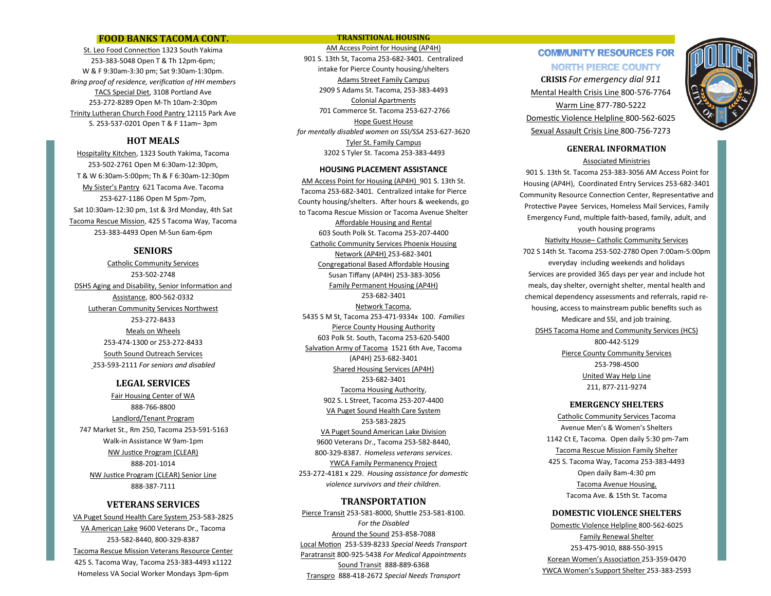## FOOD BANKS TACOMA CONT.

St. Leo Food Connection 1323 South Yakima 253-383-5048 Open T & Th 12pm-6pm; W & F 9:30am-3:30 pm; Sat 9:30am-1:30pm. *Bring proof of residence, verification of HH members*

TACS Special Diet, 3108 Portland Ave 253-272-8289 Open M-Th 10am-2:30pm

Trinity Lutheran Church Food Pantry 12115 Park Ave S. 253-537-0201 Open T & F 11am– 3pm

## HOT MEALS

Hospitality Kitchen, 1323 South Yakima, Tacoma 253-502-2761 Open M 6:30am-12:30pm, T & W 6:30am-5:00pm; Th & F 6:30am-12:30pm

My Sister's Pantry 621 Tacoma Ave. Tacoma 253-627-1186 Open M 5pm-7pm, Sat 10:30am-12:30 pm, 1st & 3rd Monday, 4th Sat

Tacoma Rescue Mission, 425 S Tacoma Way, Tacoma 253-383-4493 Open M-Sun 6am-6pm

## SENIORS

Catholic Community Services 253-502-2748

DSHS Aging and Disability, Senior Information and Assistance, 800-562-0332

Lutheran Community Services Northwest 253-272-8433

Meals on Wheels 253-474-1300 or 253-272-8433

South Sound Outreach Services 253-593-2111 *For seniors and disabled*

## LEGAL SERVICES

Fair Housing Center of WA 888-766-8800

Landlord/Tenant Program 747 Market St., Rm 250, Tacoma 253-591-5163 Walk-in Assistance W 9am-1pm

NW Justice Program (CLEAR) 888-201-1014

NW Justice Program (CLEAR) Senior Line 888-387-7111

## VETERANS SERVICES

VA Puget Sound Health Care System 253-583-2825

VA American Lake 9600 Veterans Dr., Tacoma 253-582-8440, 800-329-8387

Tacoma Rescue Mission Veterans Resource Center 425 S. Tacoma Way, Tacoma 253-383-4493 x1122 Homeless VA Social Worker Mondays 3pm-6pm

## TRANSITIONAL HOUSING

AM Access Point for Housing (AP4H) 901 S. 13th St, Tacoma 253-682-3401. Centralized intake for Pierce County housing/shelters

Adams Street Family Campus 2909 S Adams St. Tacoma, 253-383-4493

Colonial Apartments 701 Commerce St. Tacoma 253-627-2766

Hope Guest House *for mentally disabled women on SSI/SSA* 253-627-3620

Tyler St. Family Campus 3202 S Tyler St. Tacoma 253-383-4493

## HOUSING PLACEMENT ASSISTANCE

AM Access Point for Housing (AP4H) 901 S. 13th St. Tacoma 253-682-3401. Centralized intake for Pierce County housing/shelters. After hours & weekends, go to Tacoma Rescue Mission or Tacoma Avenue Shelter

Affordable Housing and Rental 603 South Polk St. Tacoma 253-207-4400

Catholic Community Services Phoenix Housing Network (AP4H) 253-682-3401

Congregational Based Affordable Housing Susan Tiffany (AP4H) 253-383-3056

Family Permanent Housing (AP4H) 253-682-3401

Network Tacoma, 5435 S M St, Tacoma 253-471-9334x 100. *Families*

Pierce County Housing Authority 603 Polk St. South, Tacoma 253-620-5400

Salvation Army of Tacoma 1521 6th Ave, Tacoma (AP4H) 253-682-3401

Shared Housing Services (AP4H) 253-682-3401

Tacoma Housing Authority, 902 S. L Street, Tacoma 253-207-4400

VA Puget Sound Health Care System 253-583-2825

VA Puget Sound American Lake Division 9600 Veterans Dr., Tacoma 253-582-8440, 800-329-8387. *Homeless veterans services*.

YWCA Family Permanency Project 253-272-4181 x 229. *Housing assistance for domestic violence survivors and their children*.

## TRANSPORTATION

Pierce Transit 253-581-8000, Shuttle 253-581-8100. *For the Disabled*

Around the Sound 253-858-7088

Local Motion 253-539-8233 *Special Needs Transport*

Paratransit 800-925-5438 *For Medical Appointments*

Sound Transit 888-889-6368

Transpro 888-418-2672 *Special Needs Transport*

# COMMUNITY RESOURCES FOR NORTH PIERCE COUNTY

**CRISIS** *For emergency dial 911*

Mental Health Crisis Line 800-576-7764

Warm Line 877-780-5222

Domestic Violence Helpline 800-562-6025

Sexual Assault Crisis Line 800-756-7273

## GENERAL INFORMATION

Associated Ministries 901 S. 13th St. Tacoma 253-383-3056 AM Access Point for Housing (AP4H), Coordinated Entry Services 253-682-3401 Community Resource Connection Center, Representative and Protective Payee Services, Homeless Mail Services, Family Emergency Fund, multiple faith-based, family, adult, and youth housing programs

Nativity House– Catholic Community Services 702 S 14th St. Tacoma 253-502-2780 Open 7:00am-5:00pm everyday including weekends and holidays Services are provided 365 days per year and include hot meals, day shelter, overnight shelter, mental health and chemical dependency assessments and referrals, rapid re-housing, access to mainstream public benefits such as Medicare and SSI, and job training.

DSHS Tacoma Home and Community Services (HCS) 800-442-5129

Pierce County Community Services 253-798-4500

United Way Help Line 211, 877-211-9274

## EMERGENCY SHELTERS

Catholic Community Services Tacoma Avenue Men's & Women's Shelters 1142 Ct E, Tacoma. Open daily 5:30 pm-7am

Tacoma Rescue Mission Family Shelter 425 S. Tacoma Way, Tacoma 253-383-4493 Open daily 8am-4:30 pm

Tacoma Avenue Housing, Tacoma Ave. & 15th St. Tacoma

## DOMESTIC VIOLENCE SHELTERS

Domestic Violence Helpline 800-562-6025

Family Renewal Shelter 253-475-9010, 888-550-3915

Korean Women's Association 253-359-0470

YWCA Women's Support Shelter 253-383-2593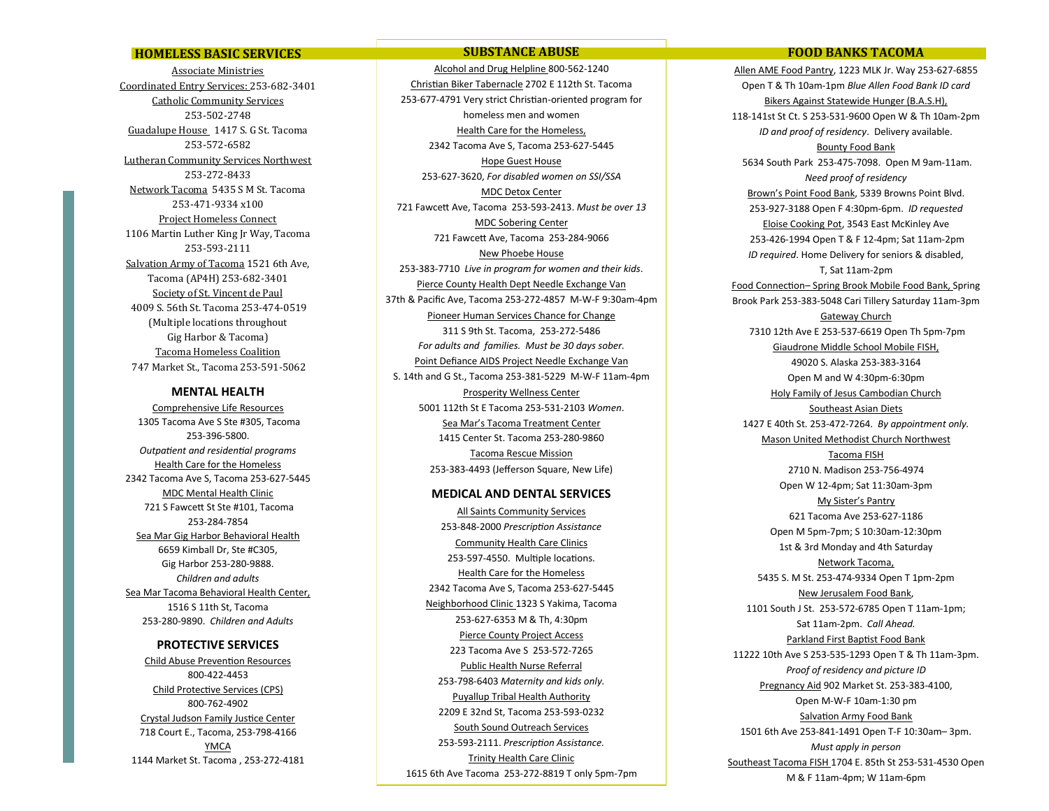## HOMELESS BASIC SERVICES

Associate Ministries

Coordinated Entry Services: 253-682-3401

Catholic Community Services
253-502-2748

Guadalupe House 1417 S. G St. Tacoma
253-572-6582

Lutheran Community Services Northwest
253-272-8433

Network Tacoma 5435 S M St. Tacoma
253-471-9334 x100

Project Homeless Connect
1106 Martin Luther King Jr Way, Tacoma
253-593-2111

Salvation Army of Tacoma 1521 6th Ave, Tacoma (AP4H) 253-682-3401

Society of St. Vincent de Paul
4009 S. 56th St. Tacoma 253-474-0519
(Multiple locations throughout Gig Harbor & Tacoma)

Tacoma Homeless Coalition
747 Market St., Tacoma 253-591-5062

## MENTAL HEALTH

Comprehensive Life Resources
1305 Tacoma Ave S Ste #305, Tacoma
253-396-5800.
*Outpatient and residential programs*

Health Care for the Homeless
2342 Tacoma Ave S, Tacoma 253-627-5445

MDC Mental Health Clinic
721 S Fawcett St Ste #101, Tacoma
253-284-7854

Sea Mar Gig Harbor Behavioral Health
6659 Kimball Dr, Ste #C305,
Gig Harbor 253-280-9888.
*Children and adults*

Sea Mar Tacoma Behavioral Health Center,
1516 S 11th St, Tacoma
253-280-9890. *Children and Adults*

## PROTECTIVE SERVICES

Child Abuse Prevention Resources
800-422-4453

Child Protective Services (CPS)
800-762-4902

Crystal Judson Family Justice Center
718 Court E., Tacoma, 253-798-4166

YMCA
1144 Market St. Tacoma , 253-272-4181

## SUBSTANCE ABUSE

Alcohol and Drug Helpline 800-562-1240

Christian Biker Tabernacle 2702 E 112th St. Tacoma
253-677-4791 Very strict Christian-oriented program for homeless men and women

Health Care for the Homeless,
2342 Tacoma Ave S, Tacoma 253-627-5445

Hope Guest House
253-627-3620, *For disabled women on SSI/SSA*

MDC Detox Center
721 Fawcett Ave, Tacoma 253-593-2413. *Must be over 13*

MDC Sobering Center
721 Fawcett Ave, Tacoma 253-284-9066

New Phoebe House
253-383-7710 *Live in program for women and their kids*.

Pierce County Health Dept Needle Exchange Van
37th & Pacific Ave, Tacoma 253-272-4857 M-W-F 9:30am-4pm

Pioneer Human Services Chance for Change
311 S 9th St. Tacoma, 253-272-5486
*For adults and families. Must be 30 days sober.*

Point Defiance AIDS Project Needle Exchange Van
S. 14th and G St., Tacoma 253-381-5229 M-W-F 11am-4pm

Prosperity Wellness Center
5001 112th St E Tacoma 253-531-2103 *Women*.

Sea Mar's Tacoma Treatment Center
1415 Center St. Tacoma 253-280-9860

Tacoma Rescue Mission
253-383-4493 (Jefferson Square, New Life)

## MEDICAL AND DENTAL SERVICES

All Saints Community Services
253-848-2000 *Prescription Assistance*

Community Health Care Clinics
253-597-4550. Multiple locations.

Health Care for the Homeless
2342 Tacoma Ave S, Tacoma 253-627-5445

Neighborhood Clinic 1323 S Yakima, Tacoma
253-627-6353 M & Th, 4:30pm

Pierce County Project Access
223 Tacoma Ave S 253-572-7265

Public Health Nurse Referral
253-798-6403 *Maternity and kids only.*

Puyallup Tribal Health Authority
2209 E 32nd St, Tacoma 253-593-0232

South Sound Outreach Services
253-593-2111. *Prescription Assistance.*

Trinity Health Care Clinic
1615 6th Ave Tacoma 253-272-8819 T only 5pm-7pm

## FOOD BANKS TACOMA

Allen AME Food Pantry, 1223 MLK Jr. Way 253-627-6855
Open T & Th 10am-1pm *Blue Allen Food Bank ID card*

Bikers Against Statewide Hunger (B.A.S.H),
118-141st St Ct. S 253-531-9600 Open W & Th 10am-2pm
*ID and proof of residency*. Delivery available.

Bounty Food Bank
5634 South Park 253-475-7098. Open M 9am-11am.
*Need proof of residency*

Brown's Point Food Bank, 5339 Browns Point Blvd.
253-927-3188 Open F 4:30pm-6pm. *ID requested*

Eloise Cooking Pot, 3543 East McKinley Ave
253-426-1994 Open T & F 12-4pm; Sat 11am-2pm
*ID required*. Home Delivery for seniors & disabled, T, Sat 11am-2pm

Food Connection– Spring Brook Mobile Food Bank, Spring Brook Park 253-383-5048 Cari Tillery Saturday 11am-3pm

Gateway Church
7310 12th Ave E 253-537-6619 Open Th 5pm-7pm

Giaudrone Middle School Mobile FISH,
49020 S. Alaska 253-383-3164
Open M and W 4:30pm-6:30pm

Holy Family of Jesus Cambodian Church
Southeast Asian Diets
1427 E 40th St. 253-472-7264. *By appointment only.*

Mason United Methodist Church Northwest
Tacoma FISH
2710 N. Madison 253-756-4974
Open W 12-4pm; Sat 11:30am-3pm

My Sister's Pantry
621 Tacoma Ave 253-627-1186
Open M 5pm-7pm; S 10:30am-12:30pm
1st & 3rd Monday and 4th Saturday

Network Tacoma,
5435 S. M St. 253-474-9334 Open T 1pm-2pm

New Jerusalem Food Bank,
1101 South J St. 253-572-6785 Open T 11am-1pm;
Sat 11am-2pm. *Call Ahead.*

Parkland First Baptist Food Bank
11222 10th Ave S 253-535-1293 Open T & Th 11am-3pm.
*Proof of residency and picture ID*

Pregnancy Aid 902 Market St. 253-383-4100,
Open M-W-F 10am-1:30 pm

Salvation Army Food Bank
1501 6th Ave 253-841-1491 Open T-F 10:30am– 3pm.
*Must apply in person*

Southeast Tacoma FISH 1704 E. 85th St 253-531-4530 Open M & F 11am-4pm; W 11am-6pm